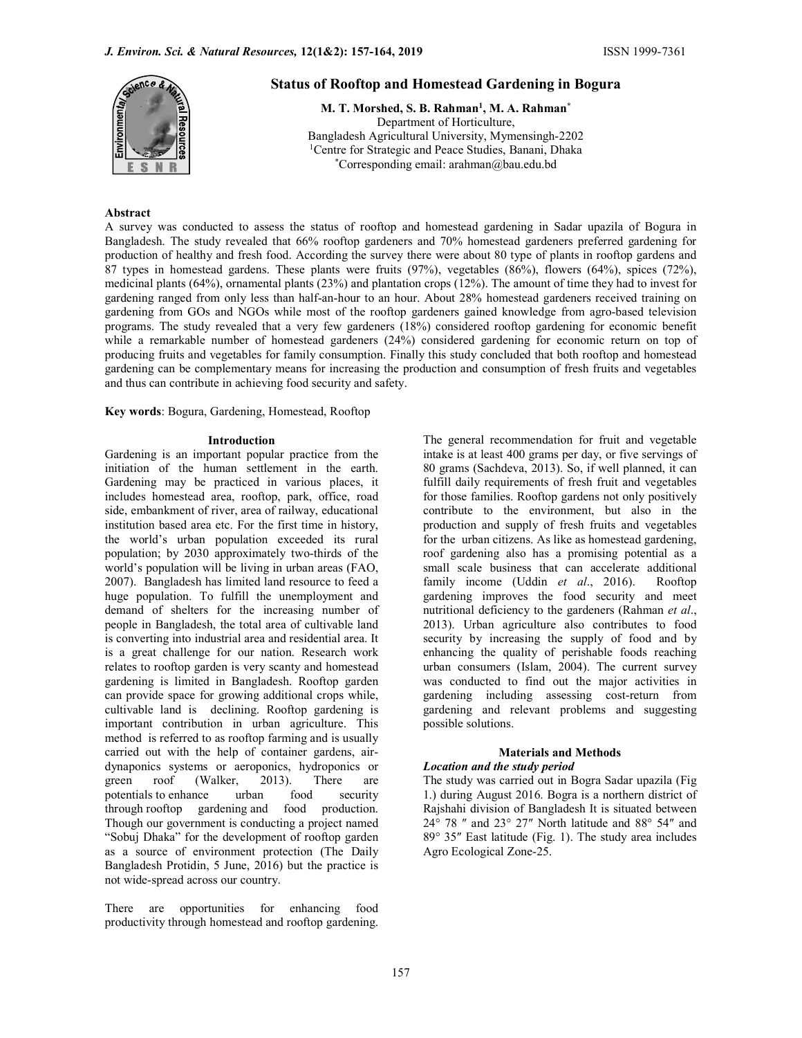# Status of Rooftop and Homestead Gardening in Bogura

**M. T. Morshed, S. B. Rahman[1], M. A. Rahman[*]**

Department of Horticulture,
Bangladesh Agricultural University, Mymensingh-2202
[1]Centre for Strategic and Peace Studies, Banani, Dhaka
[*]Corresponding email: arahman@bau.edu.bd

## Abstract

A survey was conducted to assess the status of rooftop and homestead gardening in Sadar upazila of Bogura in Bangladesh. The study revealed that 66% rooftop gardeners and 70% homestead gardeners preferred gardening for production of healthy and fresh food. According the survey there were about 80 type of plants in rooftop gardens and 87 types in homestead gardens. These plants were fruits (97%), vegetables (86%), flowers (64%), spices (72%), medicinal plants (64%), ornamental plants (23%) and plantation crops (12%). The amount of time they had to invest for gardening ranged from only less than half-an-hour to an hour. About 28% homestead gardeners received training on gardening from GOs and NGOs while most of the rooftop gardeners gained knowledge from agro-based television programs. The study revealed that a very few gardeners (18%) considered rooftop gardening for economic benefit while a remarkable number of homestead gardeners (24%) considered gardening for economic return on top of producing fruits and vegetables for family consumption. Finally this study concluded that both rooftop and homestead gardening can be complementary means for increasing the production and consumption of fresh fruits and vegetables and thus can contribute in achieving food security and safety.

**Key words**: Bogura, Gardening, Homestead, Rooftop

## Introduction

Gardening is an important popular practice from the initiation of the human settlement in the earth. Gardening may be practiced in various places, it includes homestead area, rooftop, park, office, road side, embankment of river, area of railway, educational institution based area etc. For the first time in history, the world's urban population exceeded its rural population; by 2030 approximately two-thirds of the world's population will be living in urban areas (FAO, 2007). Bangladesh has limited land resource to feed a huge population. To fulfill the unemployment and demand of shelters for the increasing number of people in Bangladesh, the total area of cultivable land is converting into industrial area and residential area. It is a great challenge for our nation. Research work relates to rooftop garden is very scanty and homestead gardening is limited in Bangladesh. Rooftop garden can provide space for growing additional crops while, cultivable land is declining. Rooftop gardening is important contribution in urban agriculture. This method is referred to as rooftop farming and is usually carried out with the help of container gardens, air-dynaponics systems or aeroponics, hydroponics or green roof (Walker, 2013). There are potentials to enhance urban food security through rooftop gardening and food production. Though our government is conducting a project named "Sobuj Dhaka" for the development of rooftop garden as a source of environment protection (The Daily Bangladesh Protidin, 5 June, 2016) but the practice is not wide-spread across our country.

There are opportunities for enhancing food productivity through homestead and rooftop gardening. The general recommendation for fruit and vegetable intake is at least 400 grams per day, or five servings of 80 grams (Sachdeva, 2013). So, if well planned, it can fulfill daily requirements of fresh fruit and vegetables for those families. Rooftop gardens not only positively contribute to the environment, but also in the production and supply of fresh fruits and vegetables for the urban citizens. As like as homestead gardening, roof gardening also has a promising potential as a small scale business that can accelerate additional family income (Uddin *et al*., 2016). Rooftop gardening improves the food security and meet nutritional deficiency to the gardeners (Rahman *et al*., 2013). Urban agriculture also contributes to food security by increasing the supply of food and by enhancing the quality of perishable foods reaching urban consumers (Islam, 2004). The current survey was conducted to find out the major activities in gardening including assessing cost-return from gardening and relevant problems and suggesting possible solutions.

## Materials and Methods

### *Location and the study period*

The study was carried out in Bogra Sadar upazila (Fig 1.) during August 2016. Bogra is a northern district of Rajshahi division of Bangladesh It is situated between 24° 78 ″ and 23° 27″ North latitude and 88° 54″ and 89° 35″ East latitude (Fig. 1). The study area includes Agro Ecological Zone-25.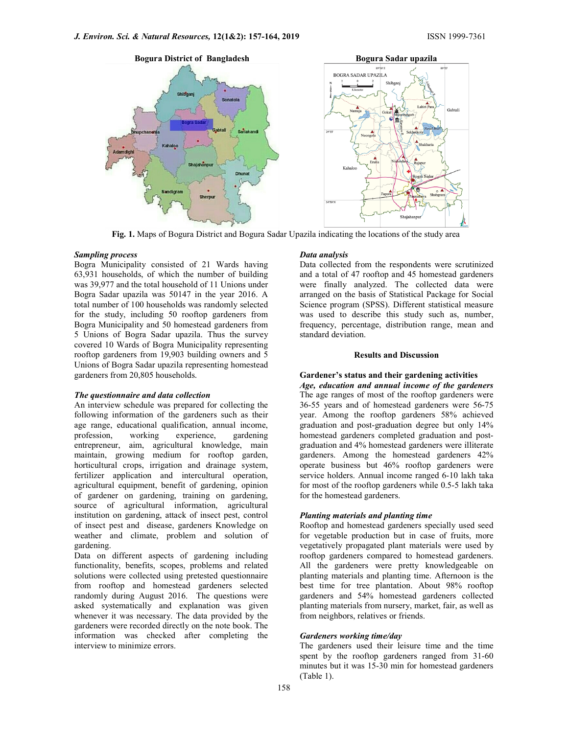**Bogura District of Bangladesh** **Bogura Sadar upazila**

**Fig. 1.** Maps of Bogura District and Bogura Sadar Upazila indicating the locations of the study area

***Sampling process***

Bogra Municipality consisted of 21 Wards having 63,931 households, of which the number of building was 39,977 and the total household of 11 Unions under Bogra Sadar upazila was 50147 in the year 2016. A total number of 100 households was randomly selected for the study, including 50 rooftop gardeners from Bogra Municipality and 50 homestead gardeners from 5 Unions of Bogra Sadar upazila. Thus the survey covered 10 Wards of Bogra Municipality representing rooftop gardeners from 19,903 building owners and 5 Unions of Bogra Sadar upazila representing homestead gardeners from 20,805 households.

***The questionnaire and data collection***

An interview schedule was prepared for collecting the following information of the gardeners such as their age range, educational qualification, annual income, profession, working experience, gardening entrepreneur, aim, agricultural knowledge, main maintain, growing medium for rooftop garden, horticultural crops, irrigation and drainage system, fertilizer application and intercultural operation, agricultural equipment, benefit of gardening, opinion of gardener on gardening, training on gardening, source of agricultural information, agricultural institution on gardening, attack of insect pest, control of insect pest and disease, gardeners Knowledge on weather and climate, problem and solution of gardening.

Data on different aspects of gardening including functionality, benefits, scopes, problems and related solutions were collected using pretested questionnaire from rooftop and homestead gardeners selected randomly during August 2016. The questions were asked systematically and explanation was given whenever it was necessary. The data provided by the gardeners were recorded directly on the note book. The information was checked after completing the interview to minimize errors.

***Data analysis***

Data collected from the respondents were scrutinized and a total of 47 rooftop and 45 homestead gardeners were finally analyzed. The collected data were arranged on the basis of Statistical Package for Social Science program (SPSS). Different statistical measure was used to describe this study such as, number, frequency, percentage, distribution range, mean and standard deviation.

## Results and Discussion

### Gardener's status and their gardening activities

***Age, education and annual income of the gardeners***

The age ranges of most of the rooftop gardeners were 36-55 years and of homestead gardeners were 56-75 year. Among the rooftop gardeners 58% achieved graduation and post-graduation degree but only 14% homestead gardeners completed graduation and post-graduation and 4% homestead gardeners were illiterate gardeners. Among the homestead gardeners 42% operate business but 46% rooftop gardeners were service holders. Annual income ranged 6-10 lakh taka for most of the rooftop gardeners while 0.5-5 lakh taka for the homestead gardeners.

***Planting materials and planting time***

Rooftop and homestead gardeners specially used seed for vegetable production but in case of fruits, more vegetatively propagated plant materials were used by rooftop gardeners compared to homestead gardeners. All the gardeners were pretty knowledgeable on planting materials and planting time. Afternoon is the best time for tree plantation. About 98% rooftop gardeners and 54% homestead gardeners collected planting materials from nursery, market, fair, as well as from neighbors, relatives or friends.

***Gardeners working time/day***

The gardeners used their leisure time and the time spent by the rooftop gardeners ranged from 31-60 minutes but it was 15-30 min for homestead gardeners (Table 1).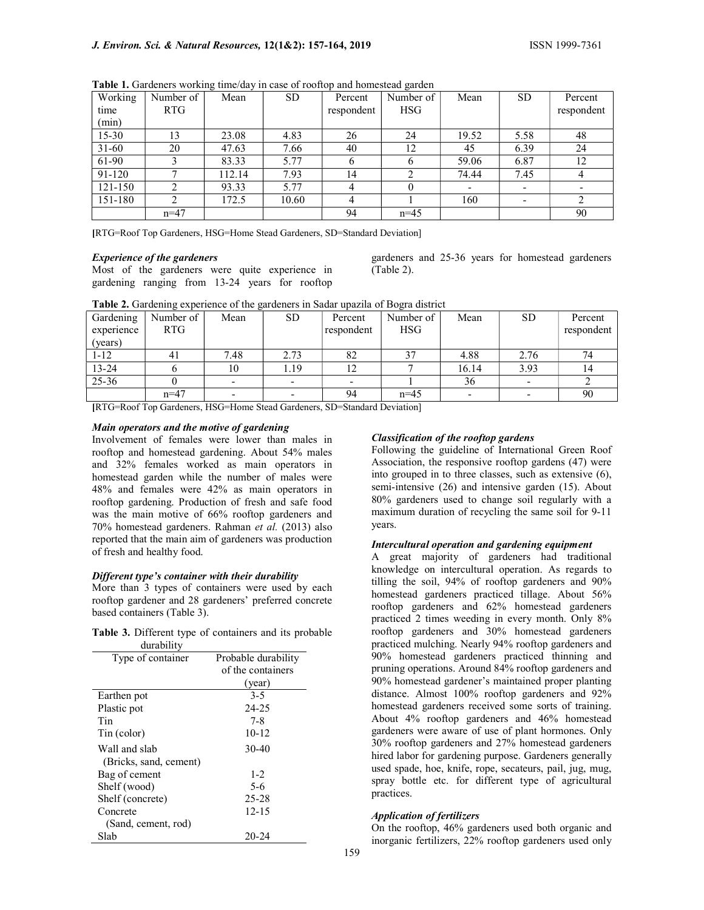**Table 1.** Gardeners working time/day in case of rooftop and homestead garden

| Working time (min) | Number of RTG | Mean | SD | Percent respondent | Number of HSG | Mean | SD | Percent respondent |
|---|---|---|---|---|---|---|---|---|
| 15-30 | 13 | 23.08 | 4.83 | 26 | 24 | 19.52 | 5.58 | 48 |
| 31-60 | 20 | 47.63 | 7.66 | 40 | 12 | 45 | 6.39 | 24 |
| 61-90 | 3 | 83.33 | 5.77 | 6 | 6 | 59.06 | 6.87 | 12 |
| 91-120 | 7 | 112.14 | 7.93 | 14 | 2 | 74.44 | 7.45 | 4 |
| 121-150 | 2 | 93.33 | 5.77 | 4 | 0 | - | - | - |
| 151-180 | 2 | 172.5 | 10.60 | 4 | 1 | 160 | - | 2 |
| | n=47 | | | 94 | n=45 | | | 90 |

[RTG=Roof Top Gardeners, HSG=Home Stead Gardeners, SD=Standard Deviation]

***Experience of the gardeners***

Most of the gardeners were quite experience in gardening ranging from 13-24 years for rooftop gardeners and 25-36 years for homestead gardeners (Table 2).

**Table 2.** Gardening experience of the gardeners in Sadar upazila of Bogra district

| Gardening experience (years) | Number of RTG | Mean | SD | Percent respondent | Number of HSG | Mean | SD | Percent respondent |
|---|---|---|---|---|---|---|---|---|
| 1-12 | 41 | 7.48 | 2.73 | 82 | 37 | 4.88 | 2.76 | 74 |
| 13-24 | 6 | 10 | 1.19 | 12 | 7 | 16.14 | 3.93 | 14 |
| 25-36 | 0 | - | - | - | 1 | 36 | - | 2 |
| | n=47 | - | - | 94 | n=45 | - | - | 90 |

[RTG=Roof Top Gardeners, HSG=Home Stead Gardeners, SD=Standard Deviation]

***Main operators and the motive of gardening***

Involvement of females were lower than males in rooftop and homestead gardening. About 54% males and 32% females worked as main operators in homestead garden while the number of males were 48% and females were 42% as main operators in rooftop gardening. Production of fresh and safe food was the main motive of 66% rooftop gardeners and 70% homestead gardeners. Rahman *et al.* (2013) also reported that the main aim of gardeners was production of fresh and healthy food.

***Different type's container with their durability***

More than 3 types of containers were used by each rooftop gardener and 28 gardeners' preferred concrete based containers (Table 3).

**Table 3.** Different type of containers and its probable durability

| Type of container | Probable durability of the containers (year) |
|---|---|
| Earthen pot | 3-5 |
| Plastic pot | 24-25 |
| Tin | 7-8 |
| Tin (color) | 10-12 |
| Wall and slab (Bricks, sand, cement) | 30-40 |
| Bag of cement | 1-2 |
| Shelf (wood) | 5-6 |
| Shelf (concrete) | 25-28 |
| Concrete (Sand, cement, rod) | 12-15 |
| Slab | 20-24 |

***Classification of the rooftop gardens***

Following the guideline of International Green Roof Association, the responsive rooftop gardens (47) were into grouped in to three classes, such as extensive (6), semi-intensive (26) and intensive garden (15). About 80% gardeners used to change soil regularly with a maximum duration of recycling the same soil for 9-11 years.

***Intercultural operation and gardening equipment***

A great majority of gardeners had traditional knowledge on intercultural operation. As regards to tilling the soil, 94% of rooftop gardeners and 90% homestead gardeners practiced tillage. About 56% rooftop gardeners and 62% homestead gardeners practiced 2 times weeding in every month. Only 8% rooftop gardeners and 30% homestead gardeners practiced mulching. Nearly 94% rooftop gardeners and 90% homestead gardeners practiced thinning and pruning operations. Around 84% rooftop gardeners and 90% homestead gardener's maintained proper planting distance. Almost 100% rooftop gardeners and 92% homestead gardeners received some sorts of training. About 4% rooftop gardeners and 46% homestead gardeners were aware of use of plant hormones. Only 30% rooftop gardeners and 27% homestead gardeners hired labor for gardening purpose. Gardeners generally used spade, hoe, knife, rope, secateurs, pail, jug, mug, spray bottle etc. for different type of agricultural practices.

***Application of fertilizers***

On the rooftop, 46% gardeners used both organic and inorganic fertilizers, 22% rooftop gardeners used only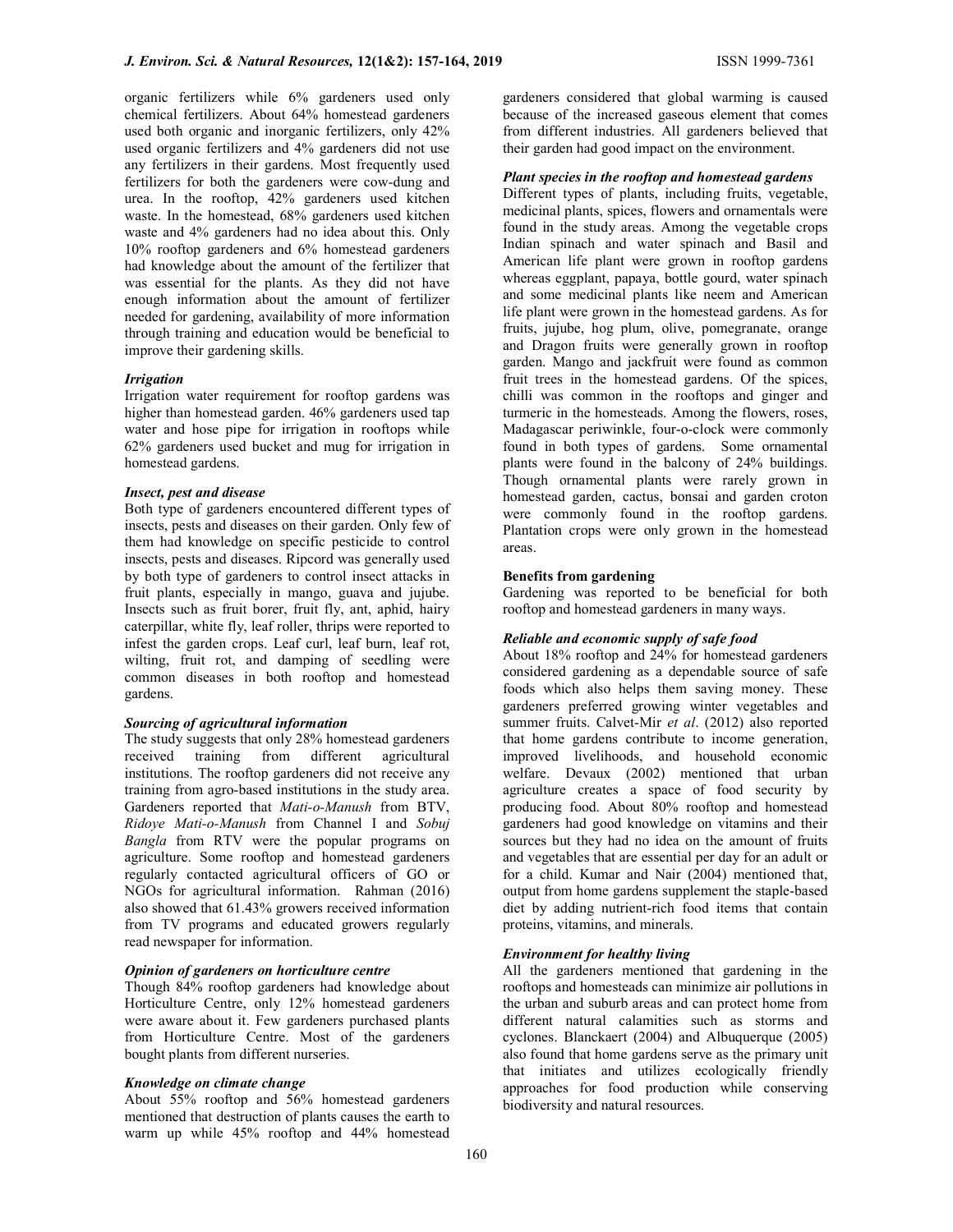organic fertilizers while 6% gardeners used only chemical fertilizers. About 64% homestead gardeners used both organic and inorganic fertilizers, only 42% used organic fertilizers and 4% gardeners did not use any fertilizers in their gardens. Most frequently used fertilizers for both the gardeners were cow-dung and urea. In the rooftop, 42% gardeners used kitchen waste. In the homestead, 68% gardeners used kitchen waste and 4% gardeners had no idea about this. Only 10% rooftop gardeners and 6% homestead gardeners had knowledge about the amount of the fertilizer that was essential for the plants. As they did not have enough information about the amount of fertilizer needed for gardening, availability of more information through training and education would be beneficial to improve their gardening skills.

***Irrigation***

Irrigation water requirement for rooftop gardens was higher than homestead garden. 46% gardeners used tap water and hose pipe for irrigation in rooftops while 62% gardeners used bucket and mug for irrigation in homestead gardens.

***Insect, pest and disease***

Both type of gardeners encountered different types of insects, pests and diseases on their garden. Only few of them had knowledge on specific pesticide to control insects, pests and diseases. Ripcord was generally used by both type of gardeners to control insect attacks in fruit plants, especially in mango, guava and jujube. Insects such as fruit borer, fruit fly, ant, aphid, hairy caterpillar, white fly, leaf roller, thrips were reported to infest the garden crops. Leaf curl, leaf burn, leaf rot, wilting, fruit rot, and damping of seedling were common diseases in both rooftop and homestead gardens.

***Sourcing of agricultural information***

The study suggests that only 28% homestead gardeners received training from different agricultural institutions. The rooftop gardeners did not receive any training from agro-based institutions in the study area. Gardeners reported that *Mati-o-Manush* from BTV, *Ridoye Mati-o-Manush* from Channel I and *Sobuj Bangla* from RTV were the popular programs on agriculture. Some rooftop and homestead gardeners regularly contacted agricultural officers of GO or NGOs for agricultural information. Rahman (2016) also showed that 61.43% growers received information from TV programs and educated growers regularly read newspaper for information.

***Opinion of gardeners on horticulture centre***

Though 84% rooftop gardeners had knowledge about Horticulture Centre, only 12% homestead gardeners were aware about it. Few gardeners purchased plants from Horticulture Centre. Most of the gardeners bought plants from different nurseries.

***Knowledge on climate change***

About 55% rooftop and 56% homestead gardeners mentioned that destruction of plants causes the earth to warm up while 45% rooftop and 44% homestead gardeners considered that global warming is caused because of the increased gaseous element that comes from different industries. All gardeners believed that their garden had good impact on the environment.

***Plant species in the rooftop and homestead gardens***

Different types of plants, including fruits, vegetable, medicinal plants, spices, flowers and ornamentals were found in the study areas. Among the vegetable crops Indian spinach and water spinach and Basil and American life plant were grown in rooftop gardens whereas eggplant, papaya, bottle gourd, water spinach and some medicinal plants like neem and American life plant were grown in the homestead gardens. As for fruits, jujube, hog plum, olive, pomegranate, orange and Dragon fruits were generally grown in rooftop garden. Mango and jackfruit were found as common fruit trees in the homestead gardens. Of the spices, chilli was common in the rooftops and ginger and turmeric in the homesteads. Among the flowers, roses, Madagascar periwinkle, four-o-clock were commonly found in both types of gardens. Some ornamental plants were found in the balcony of 24% buildings. Though ornamental plants were rarely grown in homestead garden, cactus, bonsai and garden croton were commonly found in the rooftop gardens. Plantation crops were only grown in the homestead areas.

**Benefits from gardening**

Gardening was reported to be beneficial for both rooftop and homestead gardeners in many ways.

***Reliable and economic supply of safe food***

About 18% rooftop and 24% for homestead gardeners considered gardening as a dependable source of safe foods which also helps them saving money. These gardeners preferred growing winter vegetables and summer fruits. Calvet-Mir *et al*. (2012) also reported that home gardens contribute to income generation, improved livelihoods, and household economic welfare. Devaux (2002) mentioned that urban agriculture creates a space of food security by producing food. About 80% rooftop and homestead gardeners had good knowledge on vitamins and their sources but they had no idea on the amount of fruits and vegetables that are essential per day for an adult or for a child. Kumar and Nair (2004) mentioned that, output from home gardens supplement the staple-based diet by adding nutrient-rich food items that contain proteins, vitamins, and minerals.

***Environment for healthy living***

All the gardeners mentioned that gardening in the rooftops and homesteads can minimize air pollutions in the urban and suburb areas and can protect home from different natural calamities such as storms and cyclones. Blanckaert (2004) and Albuquerque (2005) also found that home gardens serve as the primary unit that initiates and utilizes ecologically friendly approaches for food production while conserving biodiversity and natural resources.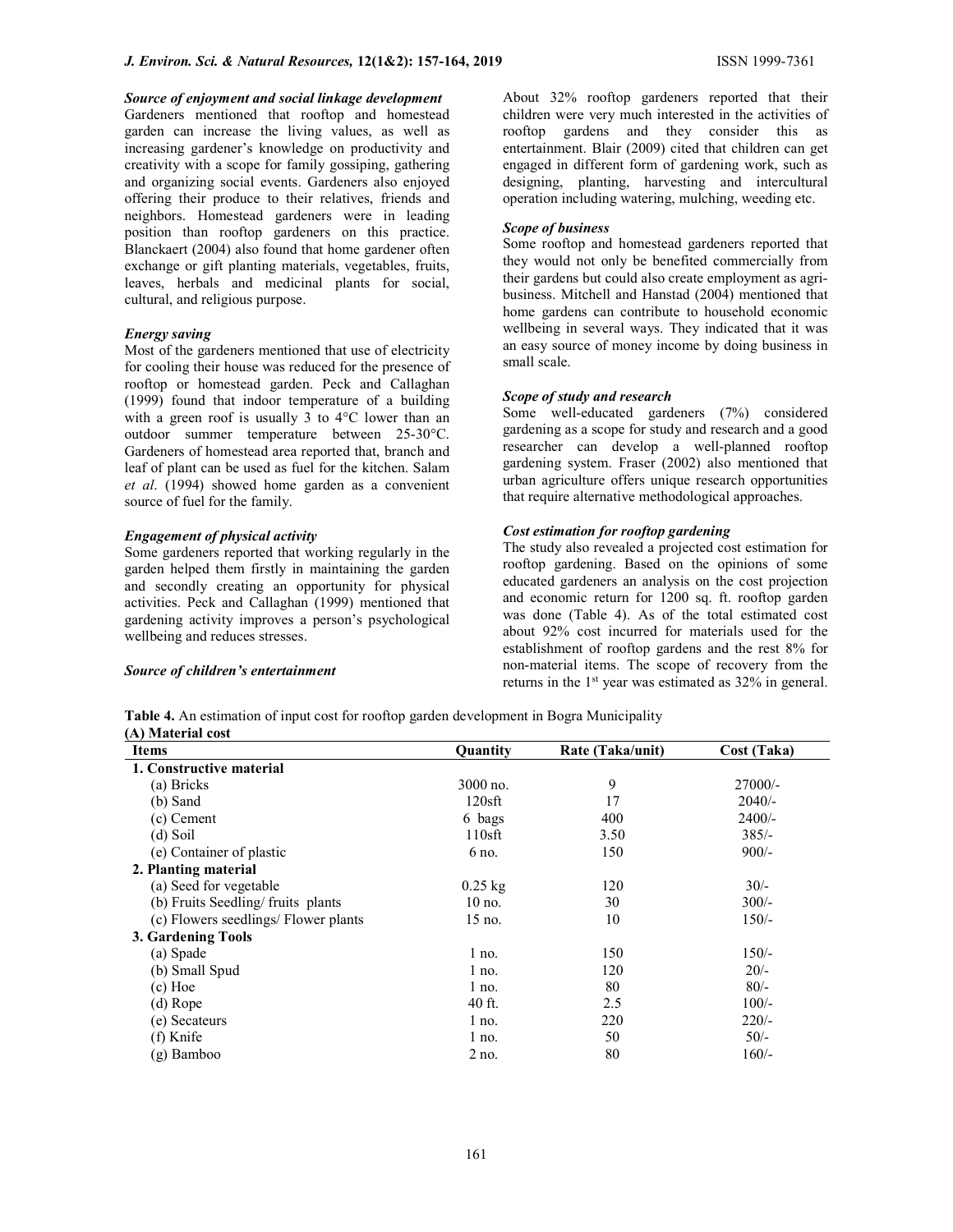***Source of enjoyment and social linkage development***

Gardeners mentioned that rooftop and homestead garden can increase the living values, as well as increasing gardener's knowledge on productivity and creativity with a scope for family gossiping, gathering and organizing social events. Gardeners also enjoyed offering their produce to their relatives, friends and neighbors. Homestead gardeners were in leading position than rooftop gardeners on this practice. Blanckaert (2004) also found that home gardener often exchange or gift planting materials, vegetables, fruits, leaves, herbals and medicinal plants for social, cultural, and religious purpose.

***Energy saving***

Most of the gardeners mentioned that use of electricity for cooling their house was reduced for the presence of rooftop or homestead garden. Peck and Callaghan (1999) found that indoor temperature of a building with a green roof is usually 3 to 4°C lower than an outdoor summer temperature between 25-30°C. Gardeners of homestead area reported that, branch and leaf of plant can be used as fuel for the kitchen. Salam *et al*. (1994) showed home garden as a convenient source of fuel for the family.

***Engagement of physical activity***

Some gardeners reported that working regularly in the garden helped them firstly in maintaining the garden and secondly creating an opportunity for physical activities. Peck and Callaghan (1999) mentioned that gardening activity improves a person's psychological wellbeing and reduces stresses.

***Source of children's entertainment***

About 32% rooftop gardeners reported that their children were very much interested in the activities of rooftop gardens and they consider this as entertainment. Blair (2009) cited that children can get engaged in different form of gardening work, such as designing, planting, harvesting and intercultural operation including watering, mulching, weeding etc.

***Scope of business***

Some rooftop and homestead gardeners reported that they would not only be benefited commercially from their gardens but could also create employment as agri-business. Mitchell and Hanstad (2004) mentioned that home gardens can contribute to household economic wellbeing in several ways. They indicated that it was an easy source of money income by doing business in small scale.

***Scope of study and research***

Some well-educated gardeners (7%) considered gardening as a scope for study and research and a good researcher can develop a well-planned rooftop gardening system. Fraser (2002) also mentioned that urban agriculture offers unique research opportunities that require alternative methodological approaches.

***Cost estimation for rooftop gardening***

The study also revealed a projected cost estimation for rooftop gardening. Based on the opinions of some educated gardeners an analysis on the cost projection and economic return for 1200 sq. ft. rooftop garden was done (Table 4). As of the total estimated cost about 92% cost incurred for materials used for the establishment of rooftop gardens and the rest 8% for non-material items. The scope of recovery from the returns in the 1st year was estimated as 32% in general.

**Table 4.** An estimation of input cost for rooftop garden development in Bogra Municipality

**(A) Material cost**

| Items | Quantity | Rate (Taka/unit) | Cost (Taka) |
|---|---|---|---|
| **1. Constructive material** | | | |
| (a) Bricks | 3000 no. | 9 | 27000/- |
| (b) Sand | 120sft | 17 | 2040/- |
| (c) Cement | 6 bags | 400 | 2400/- |
| (d) Soil | 110sft | 3.50 | 385/- |
| (e) Container of plastic | 6 no. | 150 | 900/- |
| **2. Planting material** | | | |
| (a) Seed for vegetable | 0.25 kg | 120 | 30/- |
| (b) Fruits Seedling/ fruits plants | 10 no. | 30 | 300/- |
| (c) Flowers seedlings/ Flower plants | 15 no. | 10 | 150/- |
| **3. Gardening Tools** | | | |
| (a) Spade | 1 no. | 150 | 150/- |
| (b) Small Spud | 1 no. | 120 | 20/- |
| (c) Hoe | 1 no. | 80 | 80/- |
| (d) Rope | 40 ft. | 2.5 | 100/- |
| (e) Secateurs | 1 no. | 220 | 220/- |
| (f) Knife | 1 no. | 50 | 50/- |
| (g) Bamboo | 2 no. | 80 | 160/- |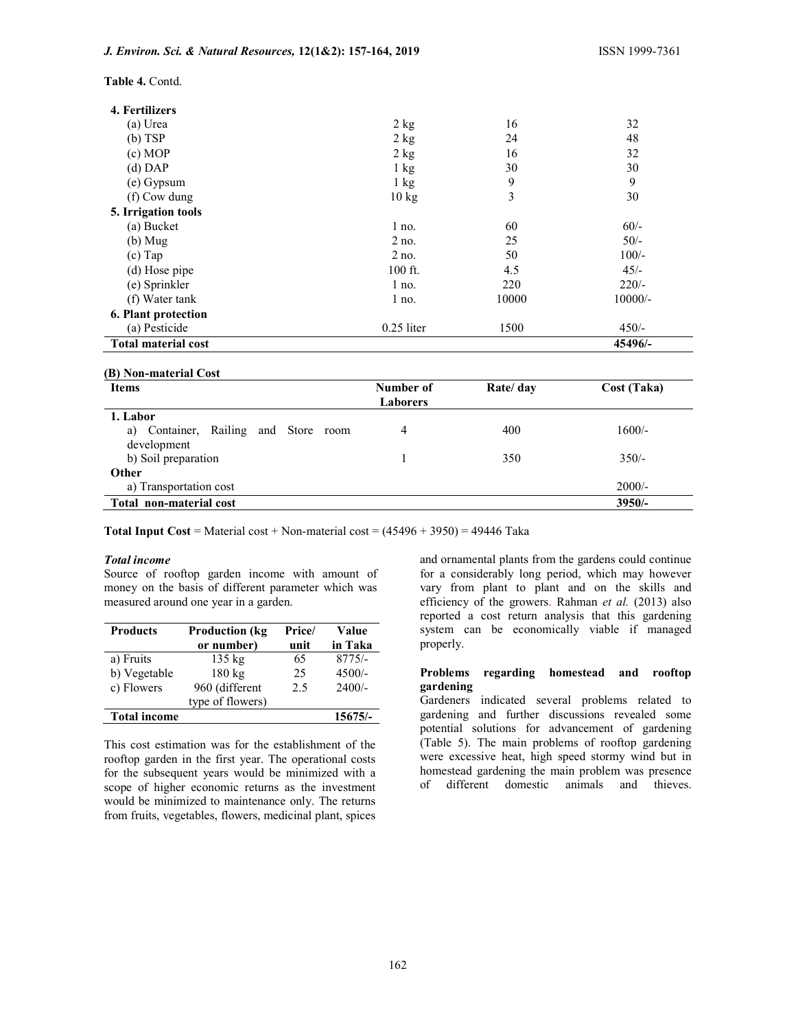**Table 4.** Contd.

| | | | |
|---|---|---|---|
| **4. Fertilizers** | | | |
| (a) Urea | 2 kg | 16 | 32 |
| (b) TSP | 2 kg | 24 | 48 |
| (c) MOP | 2 kg | 16 | 32 |
| (d) DAP | 1 kg | 30 | 30 |
| (e) Gypsum | 1 kg | 9 | 9 |
| (f) Cow dung | 10 kg | 3 | 30 |
| **5. Irrigation tools** | | | |
| (a) Bucket | 1 no. | 60 | 60/- |
| (b) Mug | 2 no. | 25 | 50/- |
| (c) Tap | 2 no. | 50 | 100/- |
| (d) Hose pipe | 100 ft. | 4.5 | 45/- |
| (e) Sprinkler | 1 no. | 220 | 220/- |
| (f) Water tank | 1 no. | 10000 | 10000/- |
| **6. Plant protection** | | | |
| (a) Pesticide | 0.25 liter | 1500 | 450/- |
| **Total material cost** | | | **45496/-** |

**(B) Non-material Cost**

| Items | Number of Laborers | Rate/ day | Cost (Taka) |
|---|---|---|---|
| **1. Labor** | | | |
| a) Container, Railing and Store room development | 4 | 400 | 1600/- |
| b) Soil preparation | 1 | 350 | 350/- |
| **Other** | | | |
| a) Transportation cost | | | 2000/- |
| **Total non-material cost** | | | **3950/-** |

**Total Input Cost** = Material cost + Non-material cost = (45496 + 3950) = 49446 Taka

***Total income***

Source of rooftop garden income with amount of money on the basis of different parameter which was measured around one year in a garden.

| Products | Production (kg or number) | Price/ unit | Value in Taka |
|---|---|---|---|
| a) Fruits | 135 kg | 65 | 8775/- |
| b) Vegetable | 180 kg | 25 | 4500/- |
| c) Flowers | 960 (different type of flowers) | 2.5 | 2400/- |
| **Total income** | | | **15675/-** |

This cost estimation was for the establishment of the rooftop garden in the first year. The operational costs for the subsequent years would be minimized with a scope of higher economic returns as the investment would be minimized to maintenance only. The returns from fruits, vegetables, flowers, medicinal plant, spices and ornamental plants from the gardens could continue for a considerably long period, which may however vary from plant to plant and on the skills and efficiency of the growers. Rahman *et al.* (2013) also reported a cost return analysis that this gardening system can be economically viable if managed properly.

**Problems regarding homestead and rooftop gardening**

Gardeners indicated several problems related to gardening and further discussions revealed some potential solutions for advancement of gardening (Table 5). The main problems of rooftop gardening were excessive heat, high speed stormy wind but in homestead gardening the main problem was presence of different domestic animals and thieves.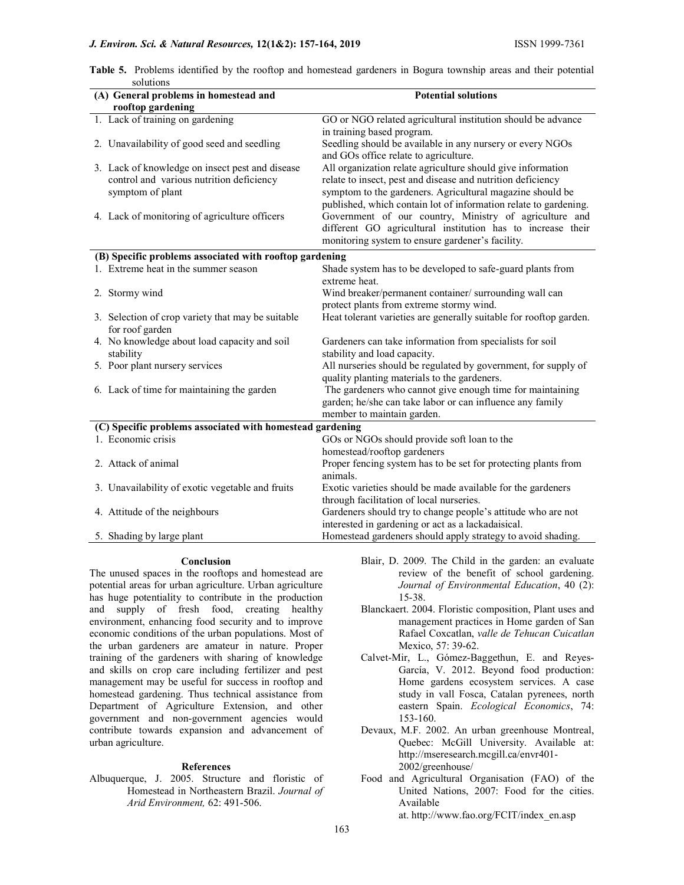**Table 5.** Problems identified by the rooftop and homestead gardeners in Bogura township areas and their potential solutions

| (A) General problems in homestead and rooftop gardening | Potential solutions |
|---|---|
| 1. Lack of training on gardening | GO or NGO related agricultural institution should be advance in training based program. |
| 2. Unavailability of good seed and seedling | Seedling should be available in any nursery or every NGOs and GOs office relate to agriculture. |
| 3. Lack of knowledge on insect pest and disease control and various nutrition deficiency symptom of plant | All organization relate agriculture should give information relate to insect, pest and disease and nutrition deficiency symptom to the gardeners. Agricultural magazine should be published, which contain lot of information relate to gardening. |
| 4. Lack of monitoring of agriculture officers | Government of our country, Ministry of agriculture and different GO agricultural institution has to increase their monitoring system to ensure gardener's facility. |
| **(B) Specific problems associated with rooftop gardening** | |
| 1. Extreme heat in the summer season | Shade system has to be developed to safe-guard plants from extreme heat. |
| 2. Stormy wind | Wind breaker/permanent container/ surrounding wall can protect plants from extreme stormy wind. |
| 3. Selection of crop variety that may be suitable for roof garden | Heat tolerant varieties are generally suitable for rooftop garden. |
| 4. No knowledge about load capacity and soil stability | Gardeners can take information from specialists for soil stability and load capacity. |
| 5. Poor plant nursery services | All nurseries should be regulated by government, for supply of quality planting materials to the gardeners. |
| 6. Lack of time for maintaining the garden | The gardeners who cannot give enough time for maintaining garden; he/she can take labor or can influence any family member to maintain garden. |
| **(C) Specific problems associated with homestead gardening** | |
| 1. Economic crisis | GOs or NGOs should provide soft loan to the homestead/rooftop gardeners |
| 2. Attack of animal | Proper fencing system has to be set for protecting plants from animals. |
| 3. Unavailability of exotic vegetable and fruits | Exotic varieties should be made available for the gardeners through facilitation of local nurseries. |
| 4. Attitude of the neighbours | Gardeners should try to change people's attitude who are not interested in gardening or act as a lackadaisical. |
| 5. Shading by large plant | Homestead gardeners should apply strategy to avoid shading. |

## Conclusion

The unused spaces in the rooftops and homestead are potential areas for urban agriculture. Urban agriculture has huge potentiality to contribute in the production and supply of fresh food, creating healthy environment, enhancing food security and to improve economic conditions of the urban populations. Most of the urban gardeners are amateur in nature. Proper training of the gardeners with sharing of knowledge and skills on crop care including fertilizer and pest management may be useful for success in rooftop and homestead gardening. Thus technical assistance from Department of Agriculture Extension, and other government and non-government agencies would contribute towards expansion and advancement of urban agriculture.

## References

Albuquerque, J. 2005. Structure and floristic of Homestead in Northeastern Brazil. *Journal of Arid Environment,* 62: 491-506.

Blair, D. 2009. The Child in the garden: an evaluate review of the benefit of school gardening. *Journal of Environmental Education*, 40 (2): 15-38.

Blanckaert. 2004. Floristic composition, Plant uses and management practices in Home garden of San Rafael Coxcatlan, *valle de Tehucan Cuicatlan* Mexico, 57: 39-62.

Calvet-Mir, L., Gómez-Baggethun, E. and Reyes-García, V. 2012. Beyond food production: Home gardens ecosystem services. A case study in vall Fosca, Catalan pyrenees, north eastern Spain. *Ecological Economics*, 74: 153-160.

Devaux, M.F. 2002. An urban greenhouse Montreal, Quebec: McGill University. Available at: http://mseresearch.mcgill.ca/envr401-2002/greenhouse/

Food and Agricultural Organisation (FAO) of the United Nations, 2007: Food for the cities. Available at. http://www.fao.org/FCIT/index_en.asp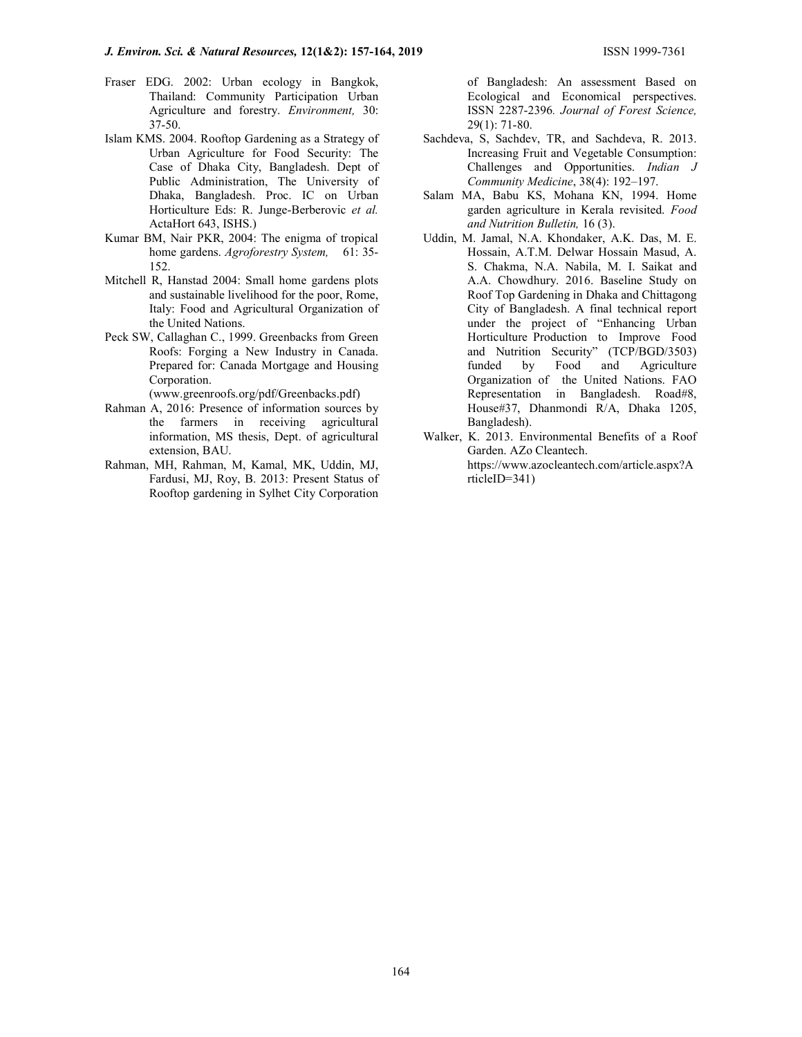Fraser EDG. 2002: Urban ecology in Bangkok, Thailand: Community Participation Urban Agriculture and forestry. *Environment,* 30: 37-50.

Islam KMS. 2004. Rooftop Gardening as a Strategy of Urban Agriculture for Food Security: The Case of Dhaka City, Bangladesh. Dept of Public Administration, The University of Dhaka, Bangladesh. Proc. IC on Urban Horticulture Eds: R. Junge-Berberovic *et al.* ActaHort 643, ISHS.)

Kumar BM, Nair PKR, 2004: The enigma of tropical home gardens. *Agroforestry System,* 61: 35-152.

Mitchell R, Hanstad 2004: Small home gardens plots and sustainable livelihood for the poor, Rome, Italy: Food and Agricultural Organization of the United Nations.

Peck SW, Callaghan C., 1999. Greenbacks from Green Roofs: Forging a New Industry in Canada. Prepared for: Canada Mortgage and Housing Corporation. (www.greenroofs.org/pdf/Greenbacks.pdf)

Rahman A, 2016: Presence of information sources by the farmers in receiving agricultural information, MS thesis, Dept. of agricultural extension, BAU.

Rahman, MH, Rahman, M, Kamal, MK, Uddin, MJ, Fardusi, MJ, Roy, B. 2013: Present Status of Rooftop gardening in Sylhet City Corporation of Bangladesh: An assessment Based on Ecological and Economical perspectives. ISSN 2287-2396. *Journal of Forest Science,* 29(1): 71-80.

Sachdeva, S, Sachdev, TR, and Sachdeva, R. 2013. Increasing Fruit and Vegetable Consumption: Challenges and Opportunities. *Indian J Community Medicine*, 38(4): 192–197.

Salam MA, Babu KS, Mohana KN, 1994. Home garden agriculture in Kerala revisited. *Food and Nutrition Bulletin,* 16 (3).

Uddin, M. Jamal, N.A. Khondaker, A.K. Das, M. E. Hossain, A.T.M. Delwar Hossain Masud, A. S. Chakma, N.A. Nabila, M. I. Saikat and A.A. Chowdhury. 2016. Baseline Study on Roof Top Gardening in Dhaka and Chittagong City of Bangladesh. A final technical report under the project of "Enhancing Urban Horticulture Production to Improve Food and Nutrition Security" (TCP/BGD/3503) funded by Food and Agriculture Organization of the United Nations. FAO Representation in Bangladesh. Road#8, House#37, Dhanmondi R/A, Dhaka 1205, Bangladesh).

Walker, K. 2013. Environmental Benefits of a Roof Garden. AZo Cleantech. https://www.azocleantech.com/article.aspx?ArticleID=341)